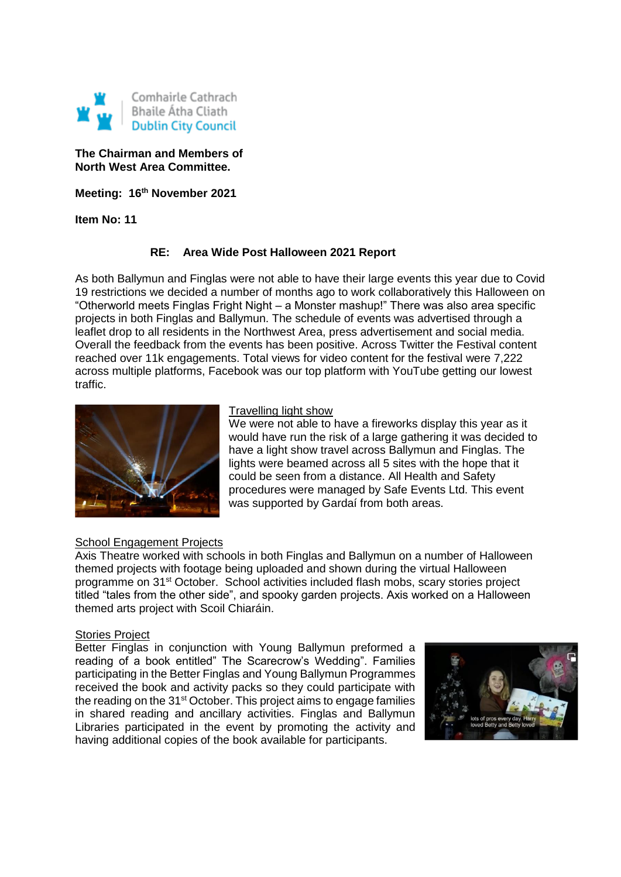Comhairle Cathrach
Bhaile Átha Cliath
Dublin City Council

**The Chairman and Members of North West Area Committee.**

**Meeting: 16th November 2021**

**Item No: 11**

**RE: Area Wide Post Halloween 2021 Report**

As both Ballymun and Finglas were not able to have their large events this year due to Covid 19 restrictions we decided a number of months ago to work collaboratively this Halloween on "Otherworld meets Finglas Fright Night – a Monster mashup!" There was also area specific projects in both Finglas and Ballymun. The schedule of events was advertised through a leaflet drop to all residents in the Northwest Area, press advertisement and social media. Overall the feedback from the events has been positive. Across Twitter the Festival content reached over 11k engagements. Total views for video content for the festival were 7,222 across multiple platforms, Facebook was our top platform with YouTube getting our lowest traffic.

<u>Travelling light show</u>

We were not able to have a fireworks display this year as it would have run the risk of a large gathering it was decided to have a light show travel across Ballymun and Finglas. The lights were beamed across all 5 sites with the hope that it could be seen from a distance. All Health and Safety procedures were managed by Safe Events Ltd. This event was supported by Gardaí from both areas.

<u>School Engagement Projects</u>

Axis Theatre worked with schools in both Finglas and Ballymun on a number of Halloween themed projects with footage being uploaded and shown during the virtual Halloween programme on 31st October. School activities included flash mobs, scary stories project titled "tales from the other side", and spooky garden projects. Axis worked on a Halloween themed arts project with Scoil Chiaráin.

<u>Stories Project</u>

Better Finglas in conjunction with Young Ballymun preformed a reading of a book entitled" The Scarecrow's Wedding". Families participating in the Better Finglas and Young Ballymun Programmes received the book and activity packs so they could participate with the reading on the 31st October. This project aims to engage families in shared reading and ancillary activities. Finglas and Ballymun Libraries participated in the event by promoting the activity and having additional copies of the book available for participants.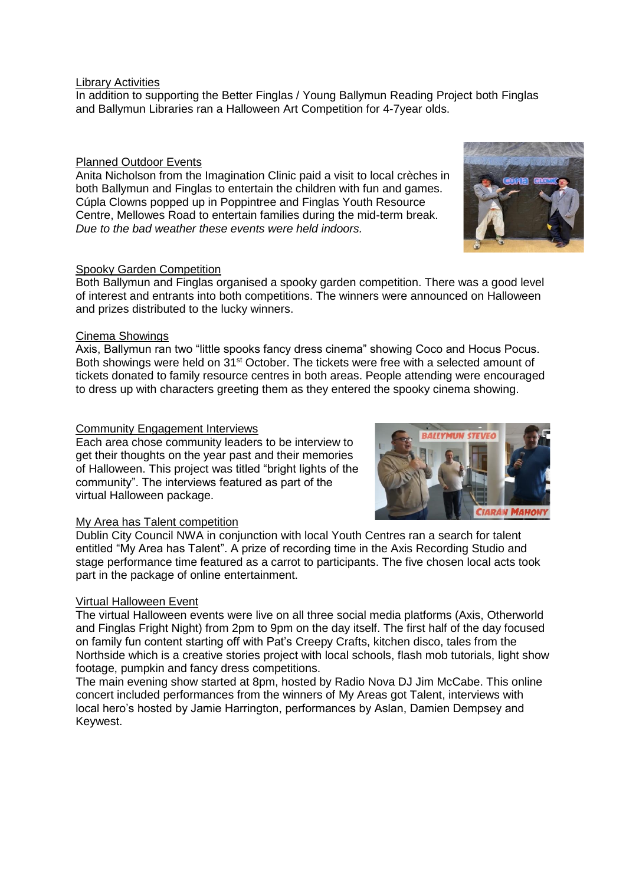<u>Library Activities</u>

In addition to supporting the Better Finglas / Young Ballymun Reading Project both Finglas and Ballymun Libraries ran a Halloween Art Competition for 4-7year olds.

<u>Planned Outdoor Events</u>

Anita Nicholson from the Imagination Clinic paid a visit to local crèches in both Ballymun and Finglas to entertain the children with fun and games. Cúpla Clowns popped up in Poppintree and Finglas Youth Resource Centre, Mellowes Road to entertain families during the mid-term break. *Due to the bad weather these events were held indoors.*

<u>Spooky Garden Competition</u>

Both Ballymun and Finglas organised a spooky garden competition. There was a good level of interest and entrants into both competitions. The winners were announced on Halloween and prizes distributed to the lucky winners.

<u>Cinema Showings</u>

Axis, Ballymun ran two "little spooks fancy dress cinema" showing Coco and Hocus Pocus. Both showings were held on 31st October. The tickets were free with a selected amount of tickets donated to family resource centres in both areas. People attending were encouraged to dress up with characters greeting them as they entered the spooky cinema showing.

<u>Community Engagement Interviews</u>

Each area chose community leaders to be interview to get their thoughts on the year past and their memories of Halloween. This project was titled "bright lights of the community". The interviews featured as part of the virtual Halloween package.

<u>My Area has Talent competition</u>

Dublin City Council NWA in conjunction with local Youth Centres ran a search for talent entitled "My Area has Talent". A prize of recording time in the Axis Recording Studio and stage performance time featured as a carrot to participants. The five chosen local acts took part in the package of online entertainment.

<u>Virtual Halloween Event</u>

The virtual Halloween events were live on all three social media platforms (Axis, Otherworld and Finglas Fright Night) from 2pm to 9pm on the day itself. The first half of the day focused on family fun content starting off with Pat's Creepy Crafts, kitchen disco, tales from the Northside which is a creative stories project with local schools, flash mob tutorials, light show footage, pumpkin and fancy dress competitions.

The main evening show started at 8pm, hosted by Radio Nova DJ Jim McCabe. This online concert included performances from the winners of My Areas got Talent, interviews with local hero's hosted by Jamie Harrington, performances by Aslan, Damien Dempsey and Keywest.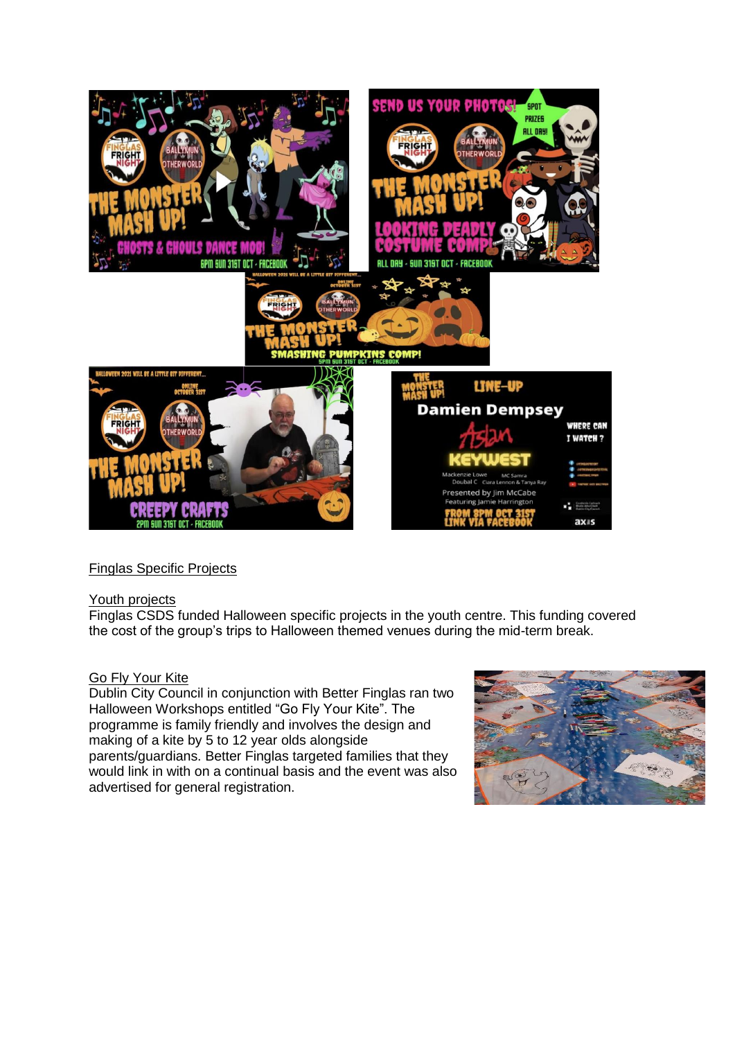## Finglas Specific Projects

### Youth projects

Finglas CSDS funded Halloween specific projects in the youth centre. This funding covered the cost of the group's trips to Halloween themed venues during the mid-term break.

### Go Fly Your Kite

Dublin City Council in conjunction with Better Finglas ran two Halloween Workshops entitled "Go Fly Your Kite". The programme is family friendly and involves the design and making of a kite by 5 to 12 year olds alongside parents/guardians. Better Finglas targeted families that they would link in with on a continual basis and the event was also advertised for general registration.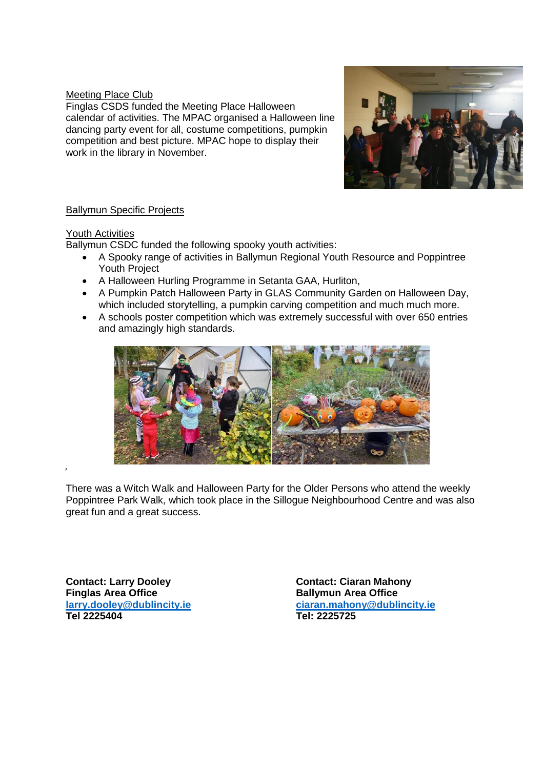Meeting Place Club

Finglas CSDS funded the Meeting Place Halloween calendar of activities. The MPAC organised a Halloween line dancing party event for all, costume competitions, pumpkin competition and best picture. MPAC hope to display their work in the library in November.

Ballymun Specific Projects

Youth Activities

Ballymun CSDC funded the following spooky youth activities:

- A Spooky range of activities in Ballymun Regional Youth Resource and Poppintree Youth Project
- A Halloween Hurling Programme in Setanta GAA, Hurliton,
- A Pumpkin Patch Halloween Party in GLAS Community Garden on Halloween Day, which included storytelling, a pumpkin carving competition and much much more.
- A schools poster competition which was extremely successful with over 650 entries and amazingly high standards.

There was a Witch Walk and Halloween Party for the Older Persons who attend the weekly Poppintree Park Walk, which took place in the Sillogue Neighbourhood Centre and was also great fun and a great success.

**Contact: Larry Dooley**
**Finglas Area Office**
**larry.dooley@dublincity.ie**
**Tel 2225404**

**Contact: Ciaran Mahony**
**Ballymun Area Office**
**ciaran.mahony@dublincity.ie**
**Tel: 2225725**